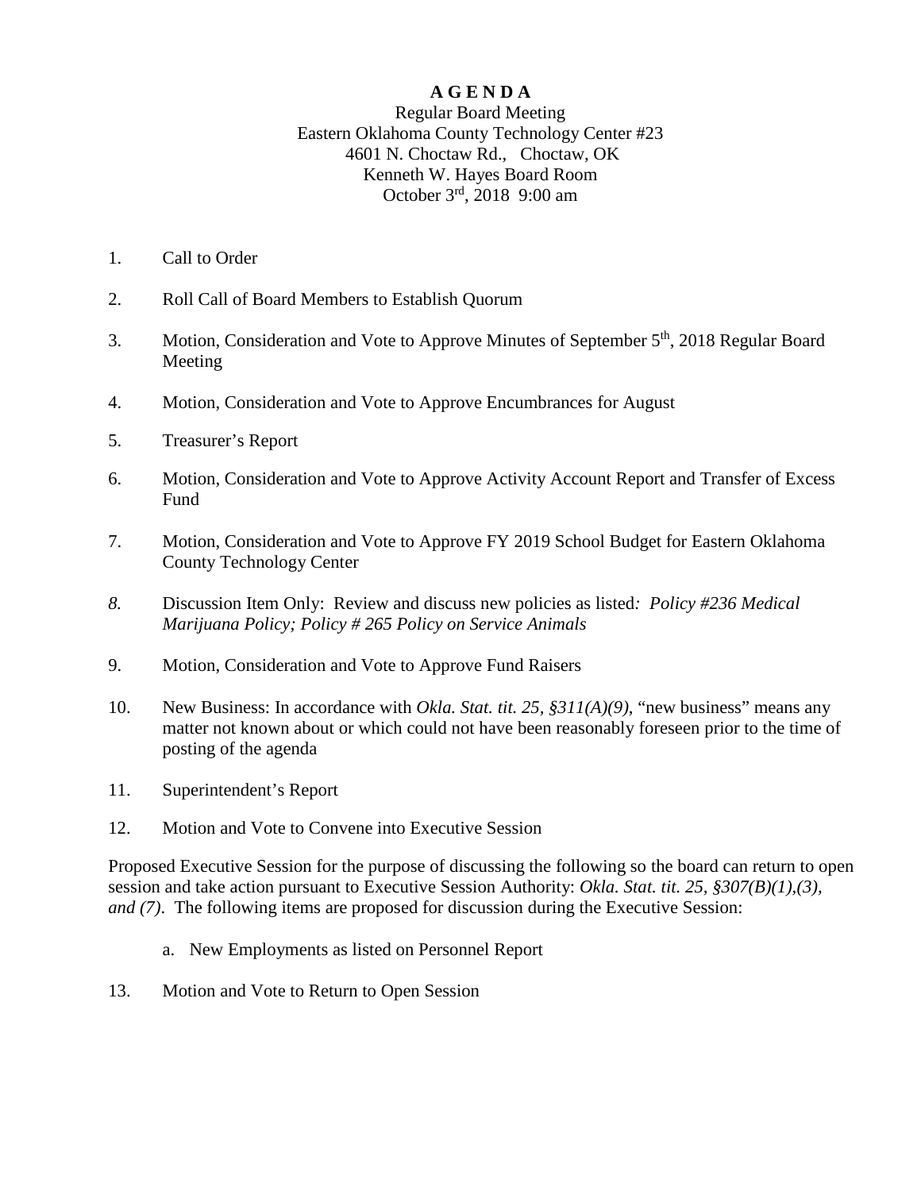# A G E N D A

Regular Board Meeting
Eastern Oklahoma County Technology Center #23
4601 N. Choctaw Rd., Choctaw, OK
Kenneth W. Hayes Board Room
October 3rd, 2018 9:00 am

1. Call to Order

2. Roll Call of Board Members to Establish Quorum

3. Motion, Consideration and Vote to Approve Minutes of September 5th, 2018 Regular Board Meeting

4. Motion, Consideration and Vote to Approve Encumbrances for August

5. Treasurer's Report

6. Motion, Consideration and Vote to Approve Activity Account Report and Transfer of Excess Fund

7. Motion, Consideration and Vote to Approve FY 2019 School Budget for Eastern Oklahoma County Technology Center

8. Discussion Item Only: Review and discuss new policies as listed*: Policy #236 Medical Marijuana Policy; Policy # 265 Policy on Service Animals*

9. Motion, Consideration and Vote to Approve Fund Raisers

10. New Business: In accordance with *Okla. Stat. tit. 25, §311(A)(9)*, "new business" means any matter not known about or which could not have been reasonably foreseen prior to the time of posting of the agenda

11. Superintendent's Report

12. Motion and Vote to Convene into Executive Session

Proposed Executive Session for the purpose of discussing the following so the board can return to open session and take action pursuant to Executive Session Authority: *Okla. Stat. tit. 25, §307(B)(1),(3), and (7)*. The following items are proposed for discussion during the Executive Session:

   a. New Employments as listed on Personnel Report

13. Motion and Vote to Return to Open Session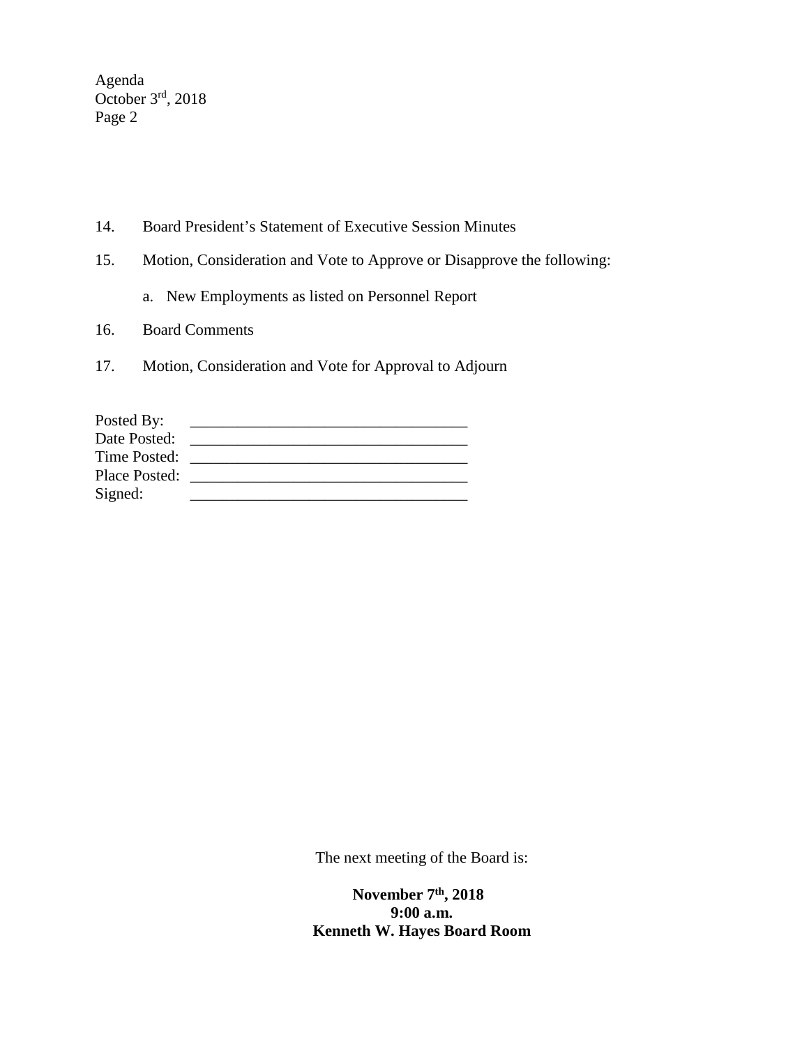14. Board President's Statement of Executive Session Minutes

15. Motion, Consideration and Vote to Approve or Disapprove the following:

    a. New Employments as listed on Personnel Report

16. Board Comments

17. Motion, Consideration and Vote for Approval to Adjourn

Posted By: \_\_\_\_\_\_\_\_\_\_\_\_\_\_\_\_\_\_\_\_\_\_\_\_\_\_\_\_\_\_\_\_\_\_\_
Date Posted: \_\_\_\_\_\_\_\_\_\_\_\_\_\_\_\_\_\_\_\_\_\_\_\_\_\_\_\_\_\_\_\_\_\_\_
Time Posted: \_\_\_\_\_\_\_\_\_\_\_\_\_\_\_\_\_\_\_\_\_\_\_\_\_\_\_\_\_\_\_\_\_\_\_
Place Posted: \_\_\_\_\_\_\_\_\_\_\_\_\_\_\_\_\_\_\_\_\_\_\_\_\_\_\_\_\_\_\_\_\_\_\_
Signed: \_\_\_\_\_\_\_\_\_\_\_\_\_\_\_\_\_\_\_\_\_\_\_\_\_\_\_\_\_\_\_\_\_\_\_

The next meeting of the Board is:

**November 7th, 2018**
**9:00 a.m.**
**Kenneth W. Hayes Board Room**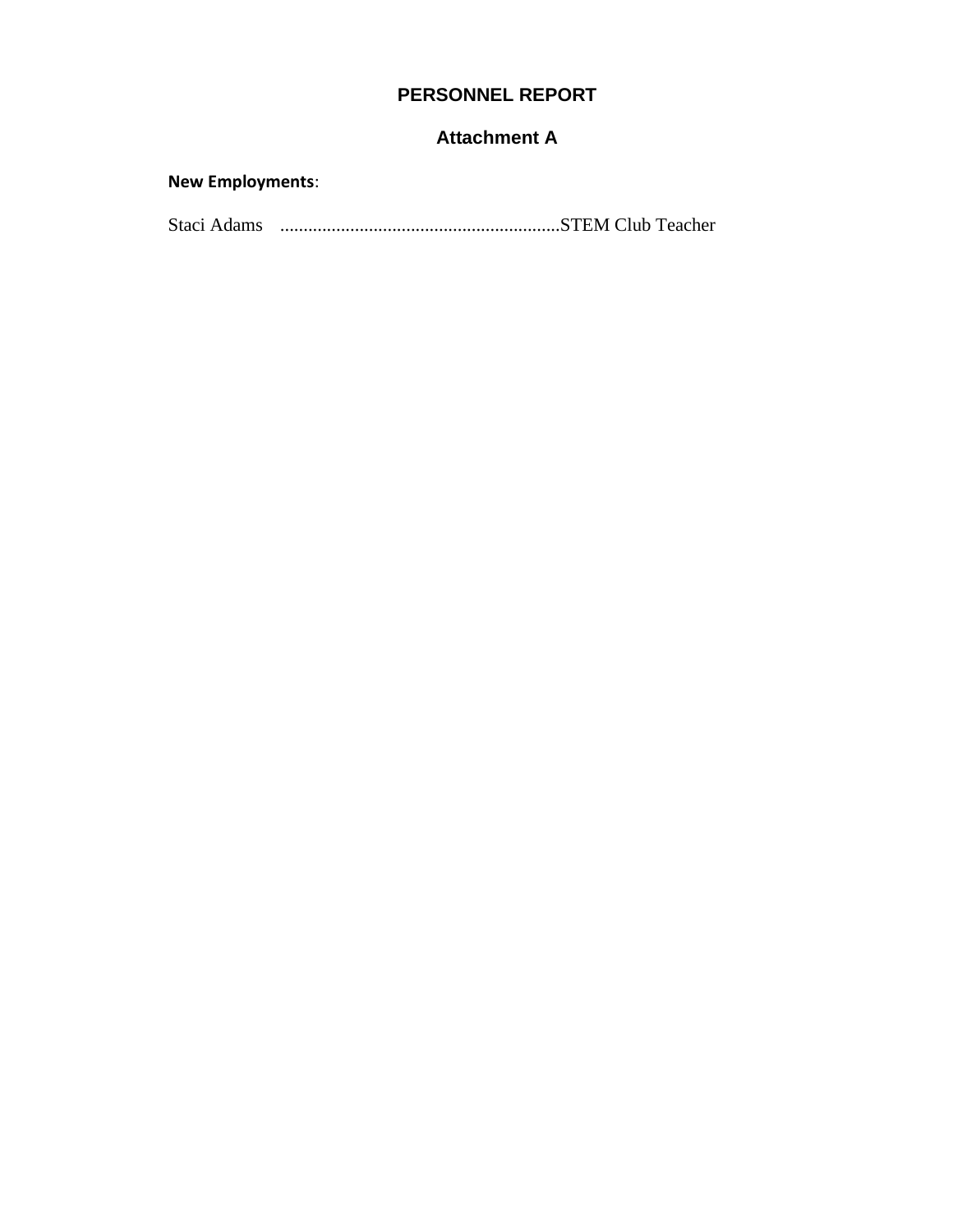# PERSONNEL REPORT

## Attachment A

**New Employments**:

Staci Adams ............................................................STEM Club Teacher